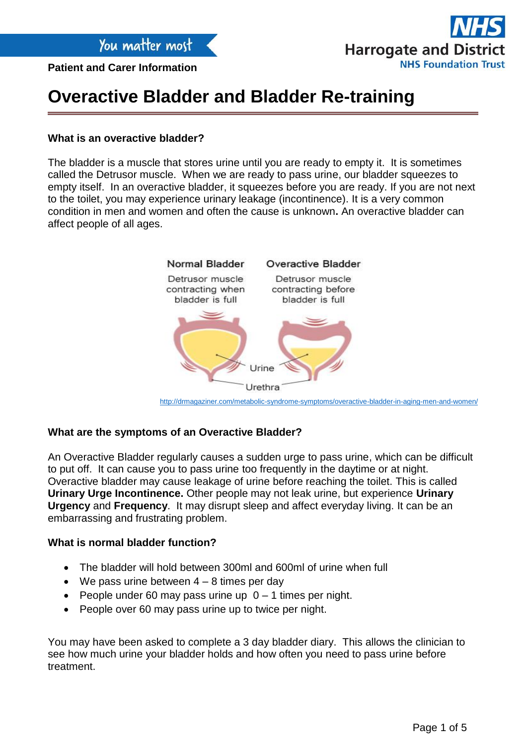Patient and Carer Information

# Overactive Bladder and Bladder Re-training

### What is an overactive bladder?

The bladder is a muscle that stores urine until you are ready to empty it. It is sometimes called the Detrusor muscle. When we are ready to pass urine, our bladder squeezes to empty itself. In an overactive bladder, it squeezes before you are ready. If you are not next to the toilet, you may experience urinary leakage (incontinence). It is a very common condition in men and women and often the cause is unknown**.** An overactive bladder can affect people of all ages.

Normal Bladder — Detrusor muscle contracting when bladder is full

Overactive Bladder — Detrusor muscle contracting before bladder is full

Urine

Urethra

http://drmagaziner.com/metabolic-syndrome-symptoms/overactive-bladder-in-aging-men-and-women/

### What are the symptoms of an Overactive Bladder?

An Overactive Bladder regularly causes a sudden urge to pass urine, which can be difficult to put off. It can cause you to pass urine too frequently in the daytime or at night. Overactive bladder may cause leakage of urine before reaching the toilet. This is called **Urinary Urge Incontinence.** Other people may not leak urine, but experience **Urinary Urgency** and **Frequency**. It may disrupt sleep and affect everyday living. It can be an embarrassing and frustrating problem.

### What is normal bladder function?

- The bladder will hold between 300ml and 600ml of urine when full
- We pass urine between 4 – 8 times per day
- People under 60 may pass urine up 0 – 1 times per night.
- People over 60 may pass urine up to twice per night.

You may have been asked to complete a 3 day bladder diary. This allows the clinician to see how much urine your bladder holds and how often you need to pass urine before treatment.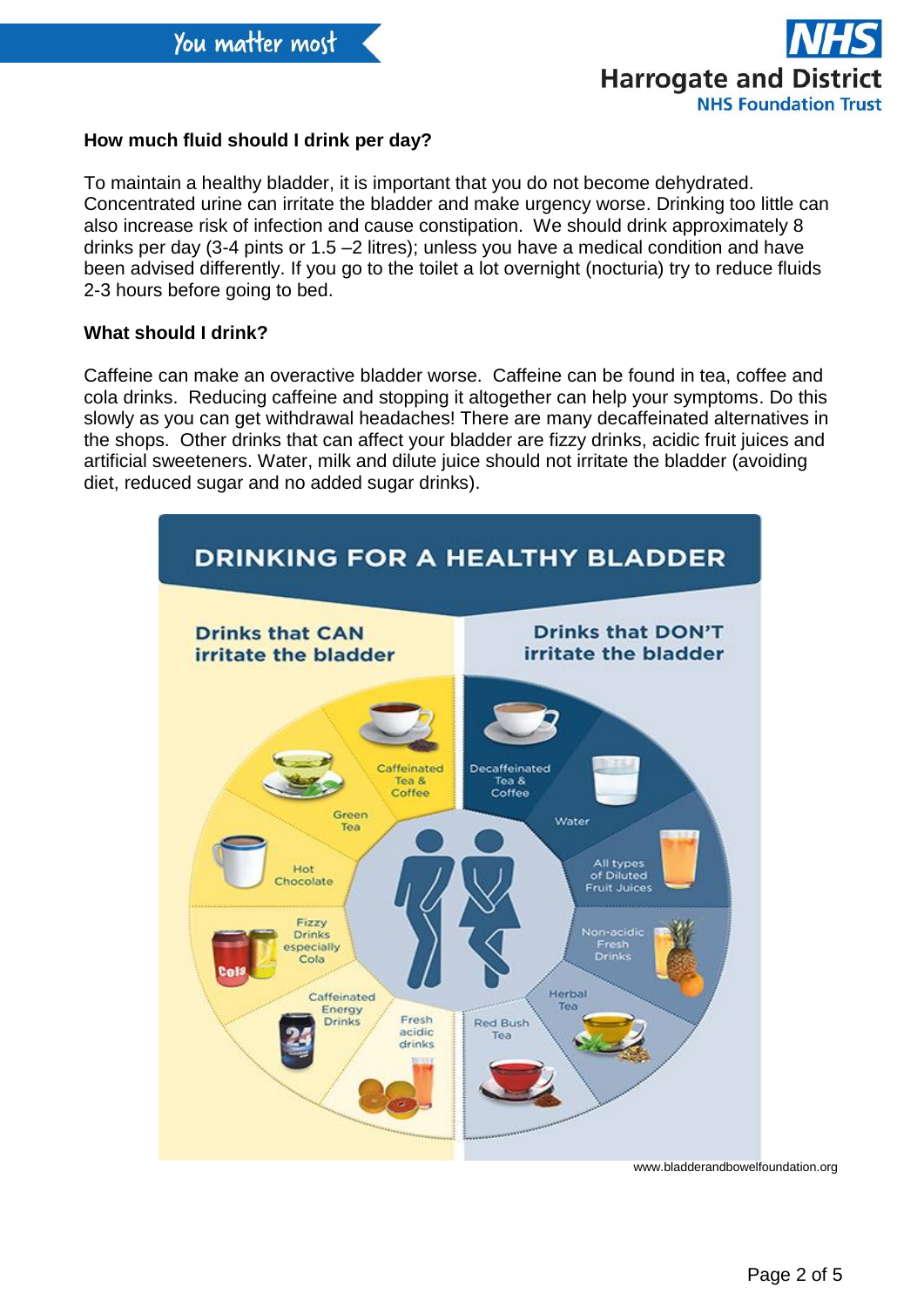## How much fluid should I drink per day?

To maintain a healthy bladder, it is important that you do not become dehydrated. Concentrated urine can irritate the bladder and make urgency worse. Drinking too little can also increase risk of infection and cause constipation. We should drink approximately 8 drinks per day (3-4 pints or 1.5 –2 litres); unless you have a medical condition and have been advised differently. If you go to the toilet a lot overnight (nocturia) try to reduce fluids 2-3 hours before going to bed.

## What should I drink?

Caffeine can make an overactive bladder worse. Caffeine can be found in tea, coffee and cola drinks. Reducing caffeine and stopping it altogether can help your symptoms. Do this slowly as you can get withdrawal headaches! There are many decaffeinated alternatives in the shops. Other drinks that can affect your bladder are fizzy drinks, acidic fruit juices and artificial sweeteners. Water, milk and dilute juice should not irritate the bladder (avoiding diet, reduced sugar and no added sugar drinks).

### DRINKING FOR A HEALTHY BLADDER

| Drinks that CAN irritate the bladder | Drinks that DON'T irritate the bladder |
| --- | --- |
| Caffeinated Tea & Coffee | Decaffeinated Tea & Coffee |
| Green Tea | Water |
| Hot Chocolate | All types of Diluted Fruit Juices |
| Fizzy Drinks especially Cola | Non-acidic Fresh Drinks |
| Caffeinated Energy Drinks | Herbal Tea |
| Fresh acidic drinks | Red Bush Tea |

www.bladderandbowelfoundation.org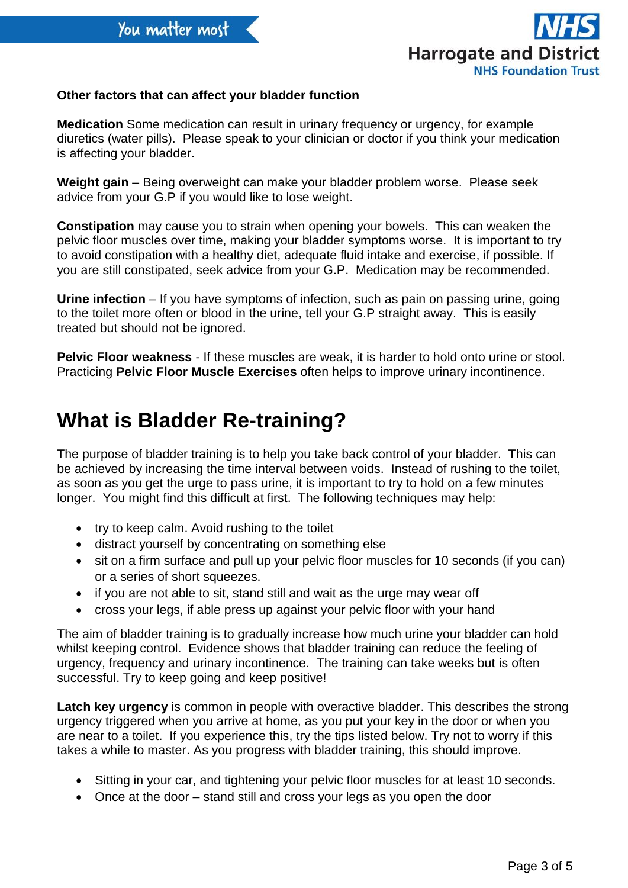**Other factors that can affect your bladder function**

**Medication** Some medication can result in urinary frequency or urgency, for example diuretics (water pills). Please speak to your clinician or doctor if you think your medication is affecting your bladder.

**Weight gain** – Being overweight can make your bladder problem worse. Please seek advice from your G.P if you would like to lose weight.

**Constipation** may cause you to strain when opening your bowels. This can weaken the pelvic floor muscles over time, making your bladder symptoms worse. It is important to try to avoid constipation with a healthy diet, adequate fluid intake and exercise, if possible. If you are still constipated, seek advice from your G.P. Medication may be recommended.

**Urine infection** – If you have symptoms of infection, such as pain on passing urine, going to the toilet more often or blood in the urine, tell your G.P straight away. This is easily treated but should not be ignored.

**Pelvic Floor weakness** - If these muscles are weak, it is harder to hold onto urine or stool. Practicing **Pelvic Floor Muscle Exercises** often helps to improve urinary incontinence.

# What is Bladder Re-training?

The purpose of bladder training is to help you take back control of your bladder. This can be achieved by increasing the time interval between voids. Instead of rushing to the toilet, as soon as you get the urge to pass urine, it is important to try to hold on a few minutes longer. You might find this difficult at first. The following techniques may help:

- try to keep calm. Avoid rushing to the toilet
- distract yourself by concentrating on something else
- sit on a firm surface and pull up your pelvic floor muscles for 10 seconds (if you can) or a series of short squeezes.
- if you are not able to sit, stand still and wait as the urge may wear off
- cross your legs, if able press up against your pelvic floor with your hand

The aim of bladder training is to gradually increase how much urine your bladder can hold whilst keeping control. Evidence shows that bladder training can reduce the feeling of urgency, frequency and urinary incontinence. The training can take weeks but is often successful. Try to keep going and keep positive!

**Latch key urgency** is common in people with overactive bladder. This describes the strong urgency triggered when you arrive at home, as you put your key in the door or when you are near to a toilet. If you experience this, try the tips listed below. Try not to worry if this takes a while to master. As you progress with bladder training, this should improve.

- Sitting in your car, and tightening your pelvic floor muscles for at least 10 seconds.
- Once at the door – stand still and cross your legs as you open the door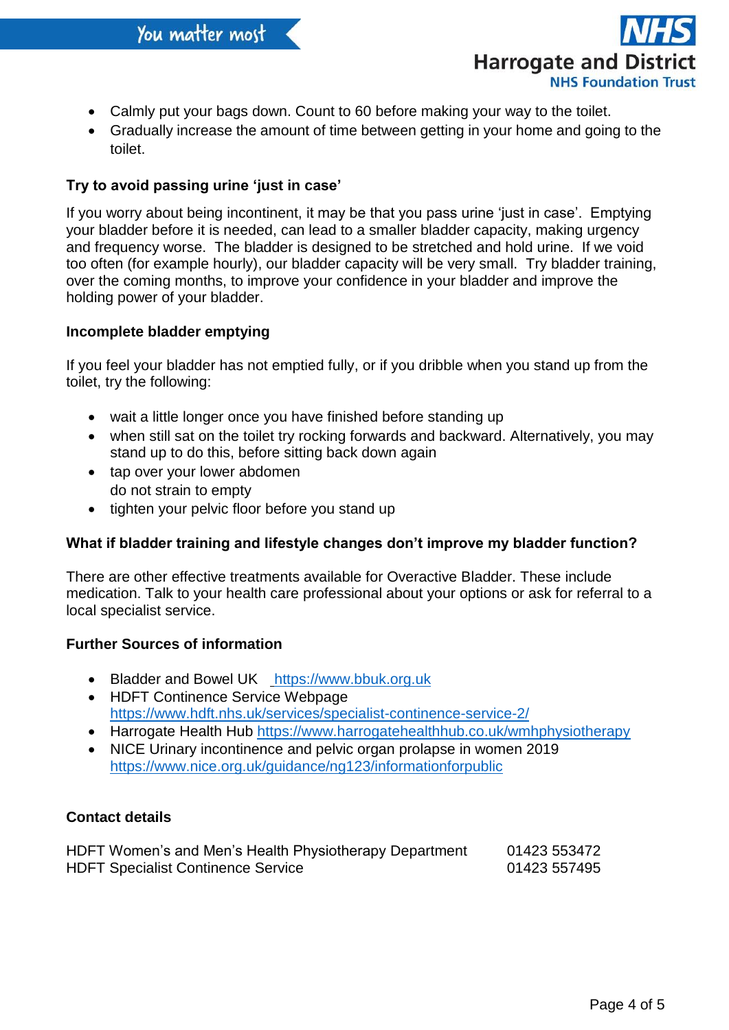- Calmly put your bags down. Count to 60 before making your way to the toilet.
- Gradually increase the amount of time between getting in your home and going to the toilet.

**Try to avoid passing urine 'just in case'**

If you worry about being incontinent, it may be that you pass urine 'just in case'. Emptying your bladder before it is needed, can lead to a smaller bladder capacity, making urgency and frequency worse. The bladder is designed to be stretched and hold urine. If we void too often (for example hourly), our bladder capacity will be very small. Try bladder training, over the coming months, to improve your confidence in your bladder and improve the holding power of your bladder.

**Incomplete bladder emptying**

If you feel your bladder has not emptied fully, or if you dribble when you stand up from the toilet, try the following:

- wait a little longer once you have finished before standing up
- when still sat on the toilet try rocking forwards and backward. Alternatively, you may stand up to do this, before sitting back down again
- tap over your lower abdomen
  do not strain to empty
- tighten your pelvic floor before you stand up

**What if bladder training and lifestyle changes don't improve my bladder function?**

There are other effective treatments available for Overactive Bladder. These include medication. Talk to your health care professional about your options or ask for referral to a local specialist service.

**Further Sources of information**

- Bladder and Bowel UK https://www.bbuk.org.uk
- HDFT Continence Service Webpage https://www.hdft.nhs.uk/services/specialist-continence-service-2/
- Harrogate Health Hub https://www.harrogatehealthhub.co.uk/wmhphysiotherapy
- NICE Urinary incontinence and pelvic organ prolapse in women 2019 https://www.nice.org.uk/guidance/ng123/informationforpublic

**Contact details**

| | |
|---|---|
| HDFT Women's and Men's Health Physiotherapy Department | 01423 553472 |
| HDFT Specialist Continence Service | 01423 557495 |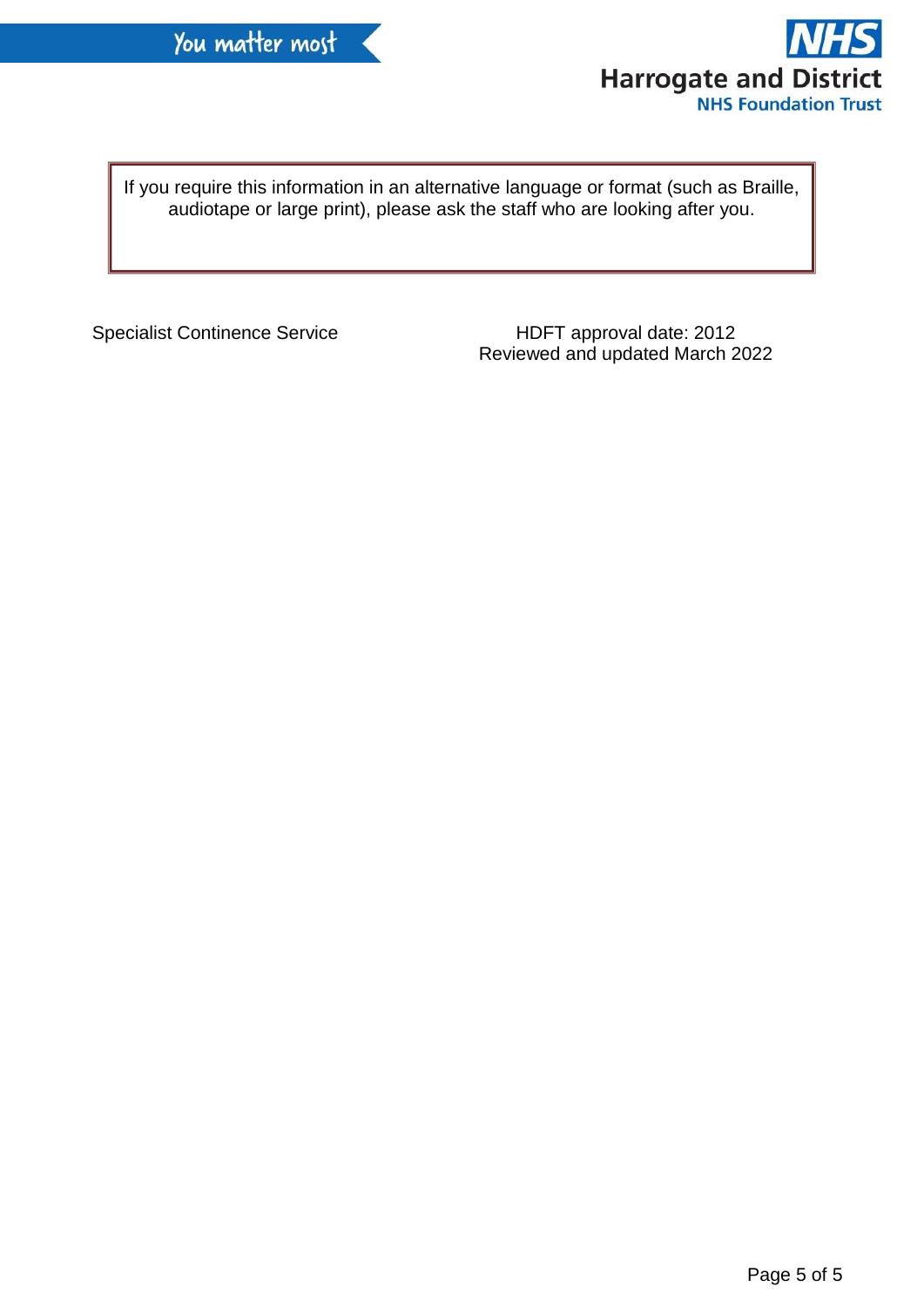If you require this information in an alternative language or format (such as Braille, audiotape or large print), please ask the staff who are looking after you.

Specialist Continence Service

HDFT approval date: 2012
Reviewed and updated March 2022